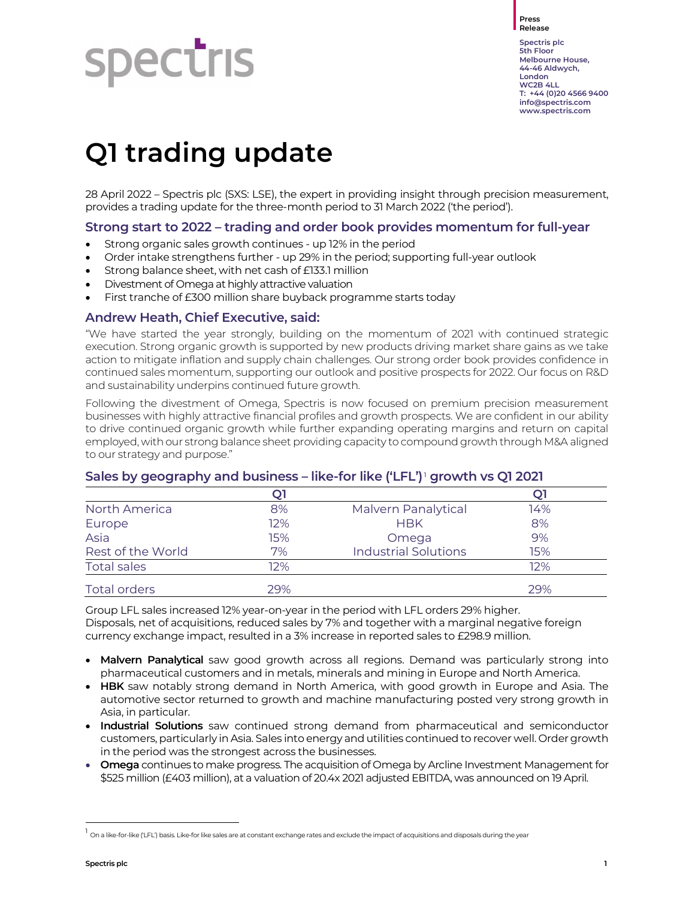Press Release

Spectris plc
5th Floor
Melbourne House,
44-46 Aldwych,
London
WC2B 4LL
T: +44 (0)20 4566 9400
info@spectris.com
www.spectris.com

# Q1 trading update

28 April 2022 – Spectris plc (SXS: LSE), the expert in providing insight through precision measurement, provides a trading update for the three-month period to 31 March 2022 ('the period').

## Strong start to 2022 – trading and order book provides momentum for full-year

- Strong organic sales growth continues - up 12% in the period
- Order intake strengthens further - up 29% in the period; supporting full-year outlook
- Strong balance sheet, with net cash of £133.1 million
- Divestment of Omega at highly attractive valuation
- First tranche of £300 million share buyback programme starts today

## Andrew Heath, Chief Executive, said:

"We have started the year strongly, building on the momentum of 2021 with continued strategic execution. Strong organic growth is supported by new products driving market share gains as we take action to mitigate inflation and supply chain challenges. Our strong order book provides confidence in continued sales momentum, supporting our outlook and positive prospects for 2022. Our focus on R&D and sustainability underpins continued future growth.

Following the divestment of Omega, Spectris is now focused on premium precision measurement businesses with highly attractive financial profiles and growth prospects. We are confident in our ability to drive continued organic growth while further expanding operating margins and return on capital employed, with our strong balance sheet providing capacity to compound growth through M&A aligned to our strategy and purpose."

## Sales by geography and business – like-for like ('LFL')[1] growth vs Q1 2021

| | Q1 | | Q1 |
|---|---|---|---|
| North America | 8% | Malvern Panalytical | 14% |
| Europe | 12% | HBK | 8% |
| Asia | 15% | Omega | 9% |
| Rest of the World | 7% | Industrial Solutions | 15% |
| Total sales | 12% | | 12% |
| Total orders | 29% | | 29% |

Group LFL sales increased 12% year-on-year in the period with LFL orders 29% higher.
Disposals, net of acquisitions, reduced sales by 7% and together with a marginal negative foreign currency exchange impact, resulted in a 3% increase in reported sales to £298.9 million.

- **Malvern Panalytical** saw good growth across all regions. Demand was particularly strong into pharmaceutical customers and in metals, minerals and mining in Europe and North America.
- **HBK** saw notably strong demand in North America, with good growth in Europe and Asia. The automotive sector returned to growth and machine manufacturing posted very strong growth in Asia, in particular.
- **Industrial Solutions** saw continued strong demand from pharmaceutical and semiconductor customers, particularly in Asia. Sales into energy and utilities continued to recover well. Order growth in the period was the strongest across the businesses.
- **Omega** continues to make progress. The acquisition of Omega by Arcline Investment Management for $525 million (£403 million), at a valuation of 20.4x 2021 adjusted EBITDA, was announced on 19 April.

[1] On a like-for-like ('LFL') basis. Like-for like sales are at constant exchange rates and exclude the impact of acquisitions and disposals during the year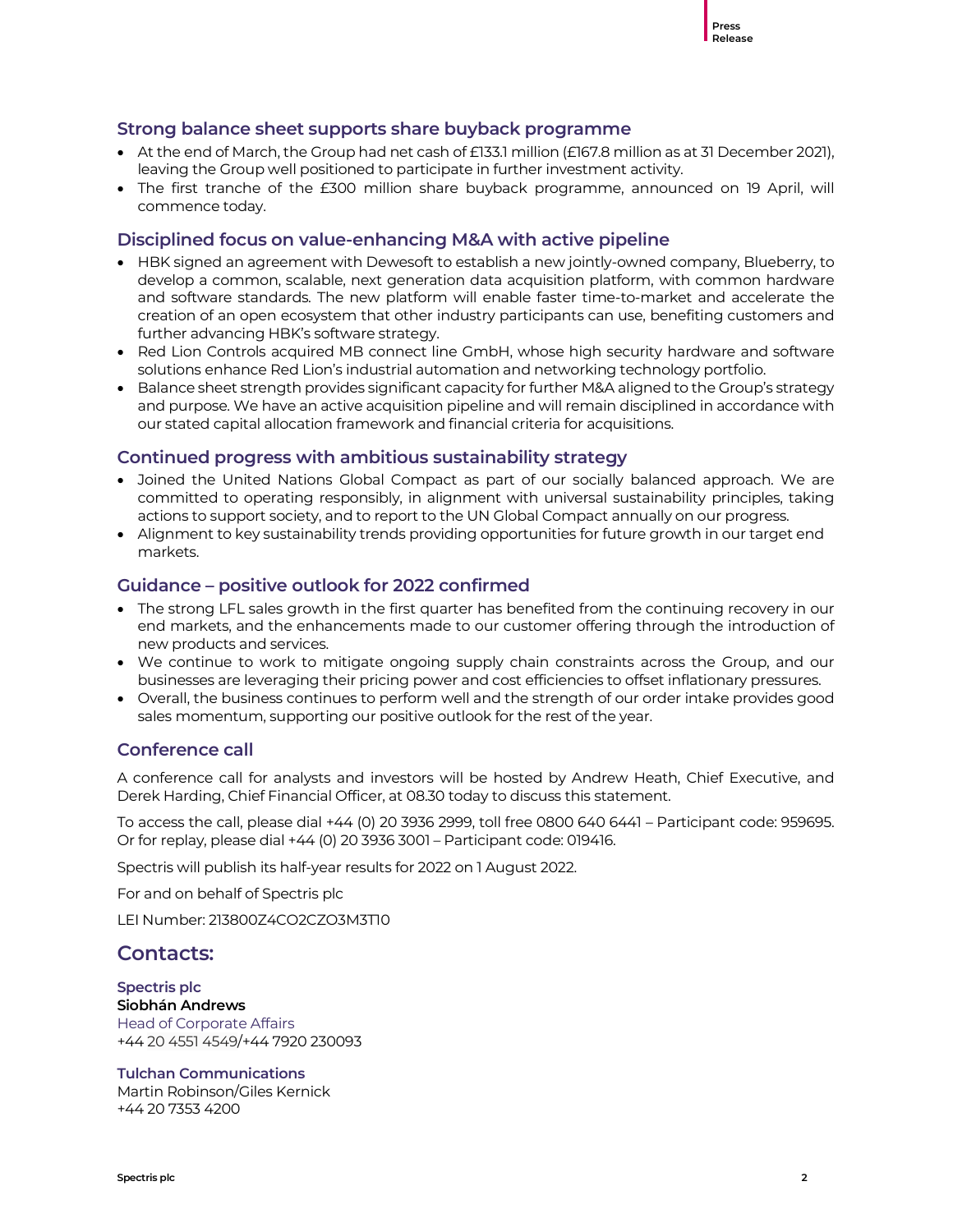## Strong balance sheet supports share buyback programme

- At the end of March, the Group had net cash of £133.1 million (£167.8 million as at 31 December 2021), leaving the Group well positioned to participate in further investment activity.
- The first tranche of the £300 million share buyback programme, announced on 19 April, will commence today.

## Disciplined focus on value-enhancing M&A with active pipeline

- HBK signed an agreement with Dewesoft to establish a new jointly-owned company, Blueberry, to develop a common, scalable, next generation data acquisition platform, with common hardware and software standards. The new platform will enable faster time-to-market and accelerate the creation of an open ecosystem that other industry participants can use, benefiting customers and further advancing HBK's software strategy.
- Red Lion Controls acquired MB connect line GmbH, whose high security hardware and software solutions enhance Red Lion's industrial automation and networking technology portfolio.
- Balance sheet strength provides significant capacity for further M&A aligned to the Group's strategy and purpose. We have an active acquisition pipeline and will remain disciplined in accordance with our stated capital allocation framework and financial criteria for acquisitions.

## Continued progress with ambitious sustainability strategy

- Joined the United Nations Global Compact as part of our socially balanced approach. We are committed to operating responsibly, in alignment with universal sustainability principles, taking actions to support society, and to report to the UN Global Compact annually on our progress.
- Alignment to key sustainability trends providing opportunities for future growth in our target end markets.

## Guidance – positive outlook for 2022 confirmed

- The strong LFL sales growth in the first quarter has benefited from the continuing recovery in our end markets, and the enhancements made to our customer offering through the introduction of new products and services.
- We continue to work to mitigate ongoing supply chain constraints across the Group, and our businesses are leveraging their pricing power and cost efficiencies to offset inflationary pressures.
- Overall, the business continues to perform well and the strength of our order intake provides good sales momentum, supporting our positive outlook for the rest of the year.

## Conference call

A conference call for analysts and investors will be hosted by Andrew Heath, Chief Executive, and Derek Harding, Chief Financial Officer, at 08.30 today to discuss this statement.

To access the call, please dial +44 (0) 20 3936 2999, toll free 0800 640 6441 – Participant code: 959695. Or for replay, please dial +44 (0) 20 3936 3001 – Participant code: 019416.

Spectris will publish its half-year results for 2022 on 1 August 2022.

For and on behalf of Spectris plc

LEI Number: 213800Z4CO2CZO3M3T10

# Contacts:

**Spectris plc**
**Siobhán Andrews**
Head of Corporate Affairs
+44 20 4551 4549/+44 7920 230093

**Tulchan Communications**
Martin Robinson/Giles Kernick
+44 20 7353 4200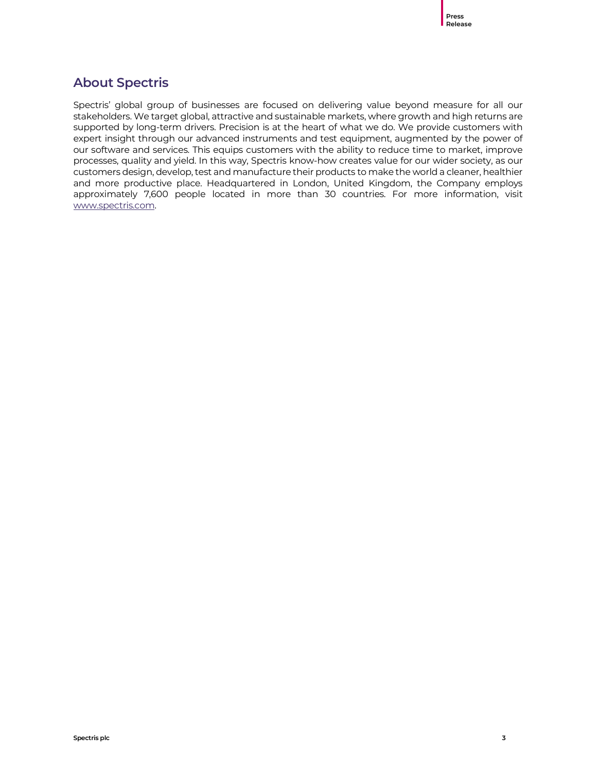## About Spectris

Spectris' global group of businesses are focused on delivering value beyond measure for all our stakeholders. We target global, attractive and sustainable markets, where growth and high returns are supported by long-term drivers. Precision is at the heart of what we do. We provide customers with expert insight through our advanced instruments and test equipment, augmented by the power of our software and services. This equips customers with the ability to reduce time to market, improve processes, quality and yield. In this way, Spectris know-how creates value for our wider society, as our customers design, develop, test and manufacture their products to make the world a cleaner, healthier and more productive place. Headquartered in London, United Kingdom, the Company employs approximately 7,600 people located in more than 30 countries. For more information, visit www.spectris.com.